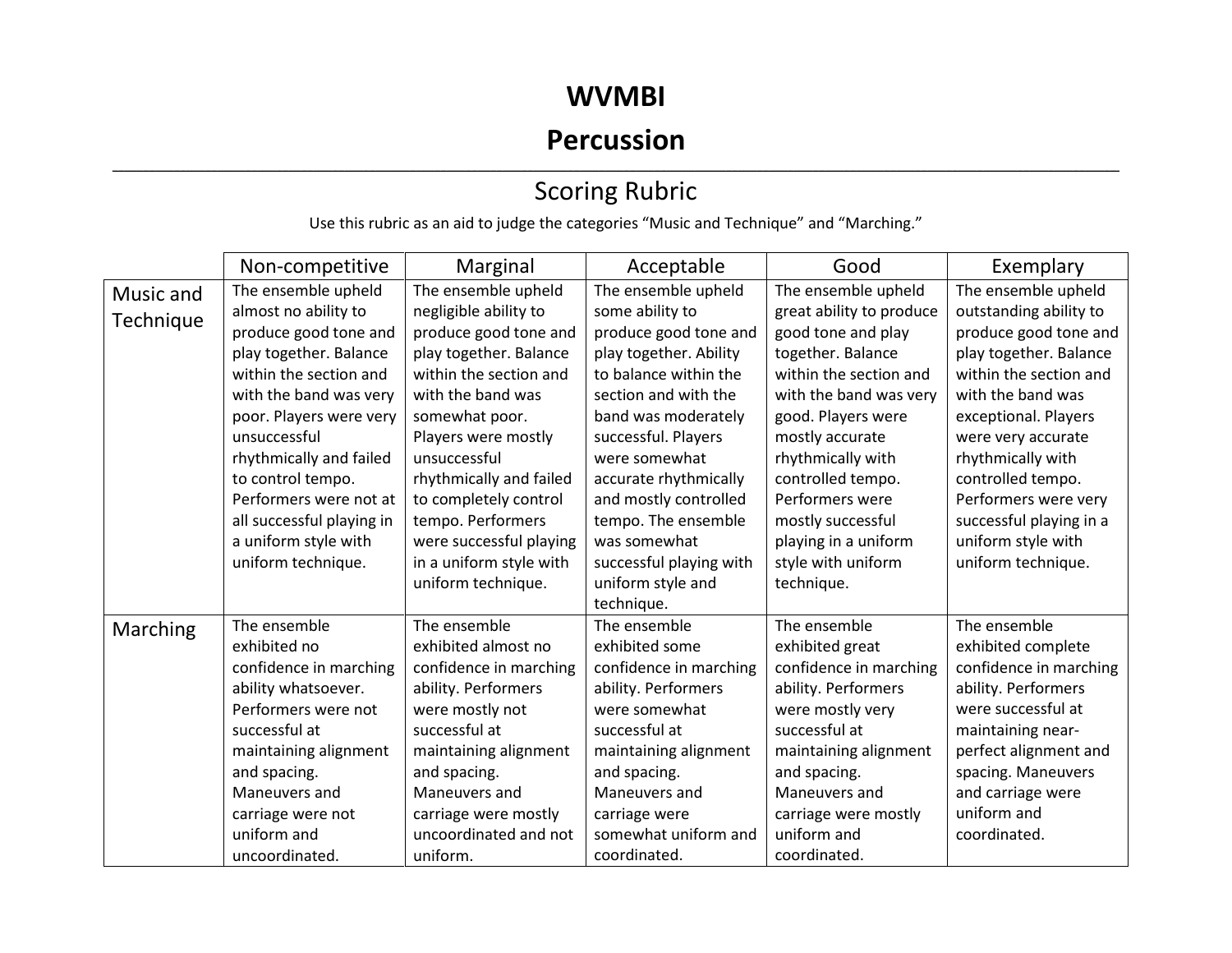# WVMBI

# Percussion

---

## Scoring Rubric

Use this rubric as an aid to judge the categories "Music and Technique" and "Marching."

| | Non-competitive | Marginal | Acceptable | Good | Exemplary |
|---|---|---|---|---|---|
| Music and Technique | The ensemble upheld almost no ability to produce good tone and play together. Balance within the section and with the band was very poor. Players were very unsuccessful rhythmically and failed to control tempo. Performers were not at all successful playing in a uniform style with uniform technique. | The ensemble upheld negligible ability to produce good tone and play together. Balance within the section and with the band was somewhat poor. Players were mostly unsuccessful rhythmically and failed to completely control tempo. Performers were successful playing in a uniform style with uniform technique. | The ensemble upheld some ability to produce good tone and play together. Ability to balance within the section and with the band was moderately successful. Players were somewhat accurate rhythmically and mostly controlled tempo. The ensemble was somewhat successful playing with uniform style and technique. | The ensemble upheld great ability to produce good tone and play together. Balance within the section and with the band was very good. Players were mostly accurate rhythmically with controlled tempo. Performers were mostly successful playing in a uniform style with uniform technique. | The ensemble upheld outstanding ability to produce good tone and play together. Balance within the section and with the band was exceptional. Players were very accurate rhythmically with controlled tempo. Performers were very successful playing in a uniform style with uniform technique. |
| Marching | The ensemble exhibited no confidence in marching ability whatsoever. Performers were not successful at maintaining alignment and spacing. Maneuvers and carriage were not uniform and uncoordinated. | The ensemble exhibited almost no confidence in marching ability. Performers were mostly not successful at maintaining alignment and spacing. Maneuvers and carriage were mostly uncoordinated and not uniform. | The ensemble exhibited some confidence in marching ability. Performers were somewhat successful at maintaining alignment and spacing. Maneuvers and carriage were somewhat uniform and coordinated. | The ensemble exhibited great confidence in marching ability. Performers were mostly very successful at maintaining alignment and spacing. Maneuvers and carriage were mostly uniform and coordinated. | The ensemble exhibited complete confidence in marching ability. Performers were successful at maintaining near-perfect alignment and spacing. Maneuvers and carriage were uniform and coordinated. |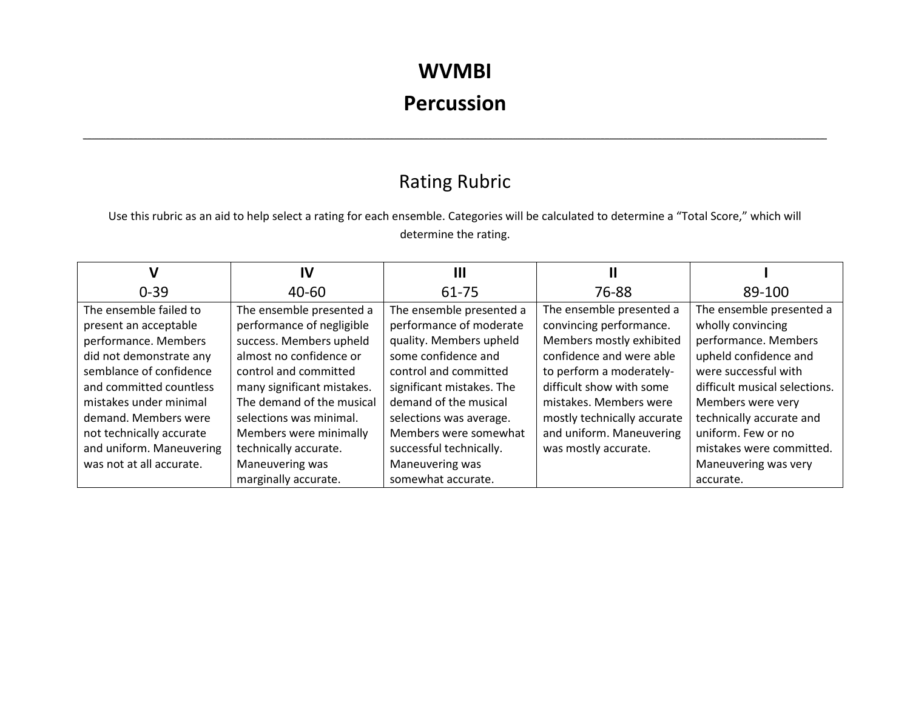# WVMBI

# Percussion

---

## Rating Rubric

Use this rubric as an aid to help select a rating for each ensemble. Categories will be calculated to determine a "Total Score," which will determine the rating.

| **V**<br>0-39 | **IV**<br>40-60 | **III**<br>61-75 | **II**<br>76-88 | **I**<br>89-100 |
|---|---|---|---|---|
| The ensemble failed to present an acceptable performance. Members did not demonstrate any semblance of confidence and committed countless mistakes under minimal demand. Members were not technically accurate and uniform. Maneuvering was not at all accurate. | The ensemble presented a performance of negligible success. Members upheld almost no confidence or control and committed many significant mistakes. The demand of the musical selections was minimal. Members were minimally technically accurate. Maneuvering was marginally accurate. | The ensemble presented a performance of moderate quality. Members upheld some confidence and control and committed significant mistakes. The demand of the musical selections was average. Members were somewhat successful technically. Maneuvering was somewhat accurate. | The ensemble presented a convincing performance. Members mostly exhibited confidence and were able to perform a moderately-difficult show with some mistakes. Members were mostly technically accurate and uniform. Maneuvering was mostly accurate. | The ensemble presented a wholly convincing performance. Members upheld confidence and were successful with difficult musical selections. Members were very technically accurate and uniform. Few or no mistakes were committed. Maneuvering was very accurate. |